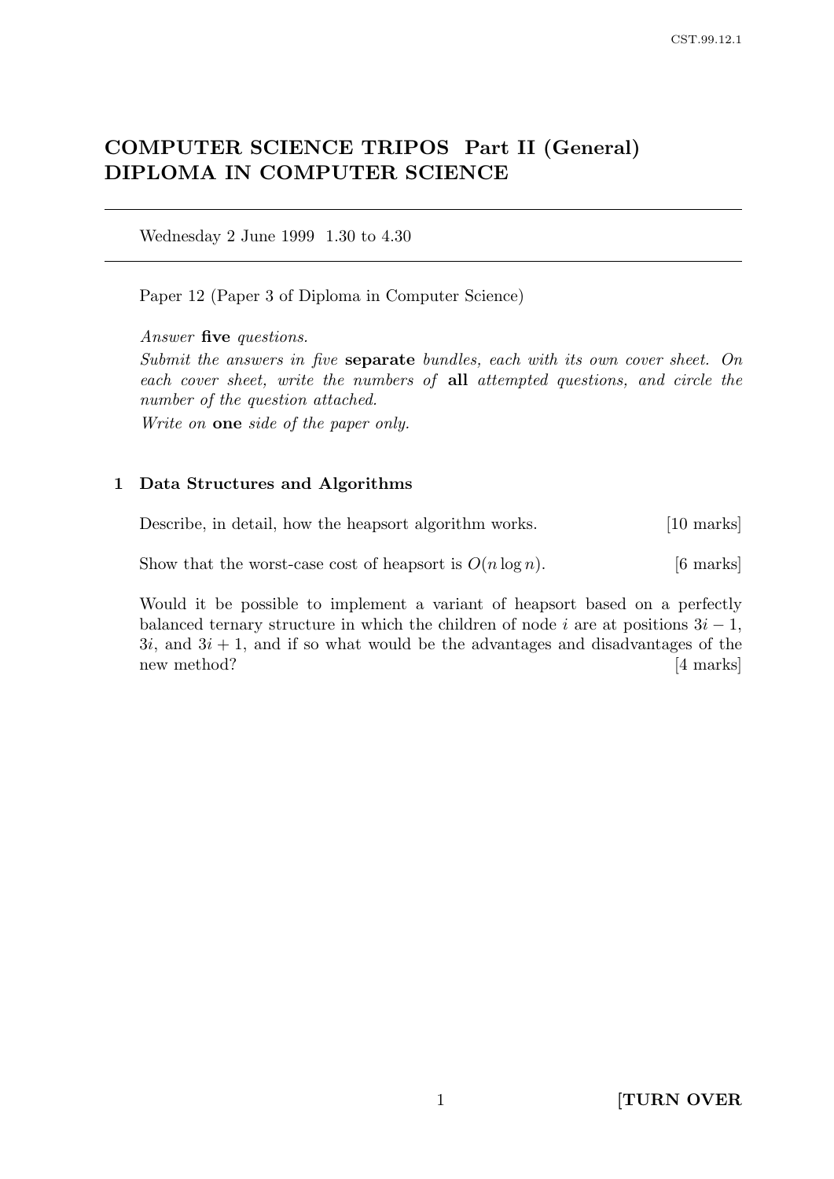# COMPUTER SCIENCE TRIPOS Part II (General)
# DIPLOMA IN COMPUTER SCIENCE

---

Wednesday 2 June 1999 1.30 to 4.30

---

Paper 12 (Paper 3 of Diploma in Computer Science)

*Answer* **five** *questions.*

*Submit the answers in five* **separate** *bundles, each with its own cover sheet. On each cover sheet, write the numbers of* **all** *attempted questions, and circle the number of the question attached.*

*Write on* **one** *side of the paper only.*

## 1 Data Structures and Algorithms

Describe, in detail, how the heapsort algorithm works. [10 marks]

Show that the worst-case cost of heapsort is $O(n \log n)$. [6 marks]

Would it be possible to implement a variant of heapsort based on a perfectly balanced ternary structure in which the children of node $i$ are at positions $3i - 1$, $3i$, and $3i + 1$, and if so what would be the advantages and disadvantages of the new method? [4 marks]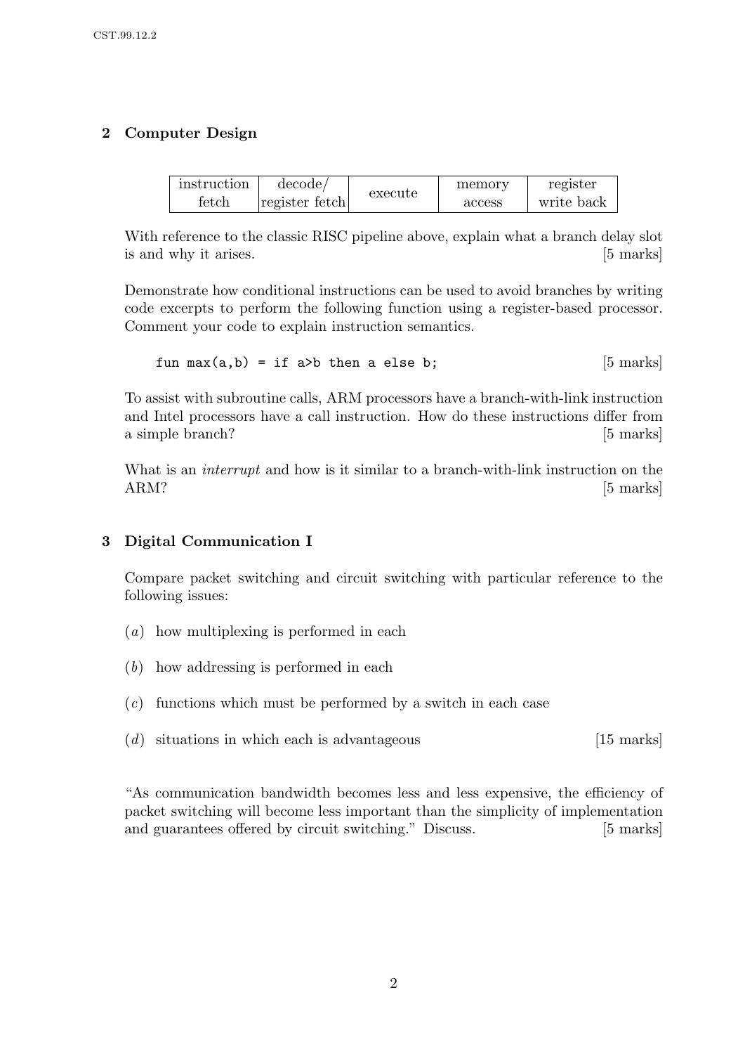## 2 Computer Design

| instruction fetch | decode/ register fetch | execute | memory access | register write back |
|---|---|---|---|---|

With reference to the classic RISC pipeline above, explain what a branch delay slot is and why it arises. [5 marks]

Demonstrate how conditional instructions can be used to avoid branches by writing code excerpts to perform the following function using a register-based processor. Comment your code to explain instruction semantics.

```
fun max(a,b) = if a>b then a else b;
```

[5 marks]

To assist with subroutine calls, ARM processors have a branch-with-link instruction and Intel processors have a call instruction. How do these instructions differ from a simple branch? [5 marks]

What is an *interrupt* and how is it similar to a branch-with-link instruction on the ARM? [5 marks]

## 3 Digital Communication I

Compare packet switching and circuit switching with particular reference to the following issues:

(*a*) how multiplexing is performed in each

(*b*) how addressing is performed in each

(*c*) functions which must be performed by a switch in each case

(*d*) situations in which each is advantageous [15 marks]

"As communication bandwidth becomes less and less expensive, the efficiency of packet switching will become less important than the simplicity of implementation and guarantees offered by circuit switching." Discuss. [5 marks]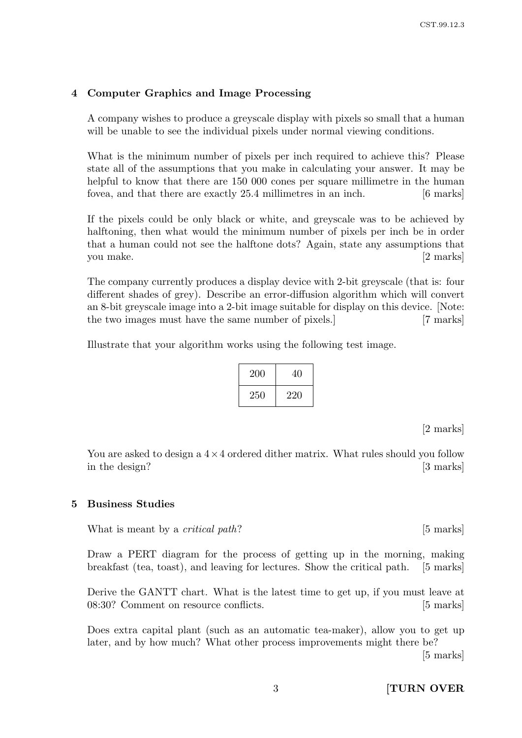## 4 Computer Graphics and Image Processing

A company wishes to produce a greyscale display with pixels so small that a human will be unable to see the individual pixels under normal viewing conditions.

What is the minimum number of pixels per inch required to achieve this? Please state all of the assumptions that you make in calculating your answer. It may be helpful to know that there are 150 000 cones per square millimetre in the human fovea, and that there are exactly 25.4 millimetres in an inch. [6 marks]

If the pixels could be only black or white, and greyscale was to be achieved by halftoning, then what would the minimum number of pixels per inch be in order that a human could not see the halftone dots? Again, state any assumptions that you make. [2 marks]

The company currently produces a display device with 2-bit greyscale (that is: four different shades of grey). Describe an error-diffusion algorithm which will convert an 8-bit greyscale image into a 2-bit image suitable for display on this device. [Note: the two images must have the same number of pixels.] [7 marks]

Illustrate that your algorithm works using the following test image.

| 200 | 40 |
| --- | --- |
| 250 | 220 |

[2 marks]

You are asked to design a $4 \times 4$ ordered dither matrix. What rules should you follow in the design? [3 marks]

## 5 Business Studies

What is meant by a *critical path*? [5 marks]

Draw a PERT diagram for the process of getting up in the morning, making breakfast (tea, toast), and leaving for lectures. Show the critical path. [5 marks]

Derive the GANTT chart. What is the latest time to get up, if you must leave at 08:30? Comment on resource conflicts. [5 marks]

Does extra capital plant (such as an automatic tea-maker), allow you to get up later, and by how much? What other process improvements might there be? [5 marks]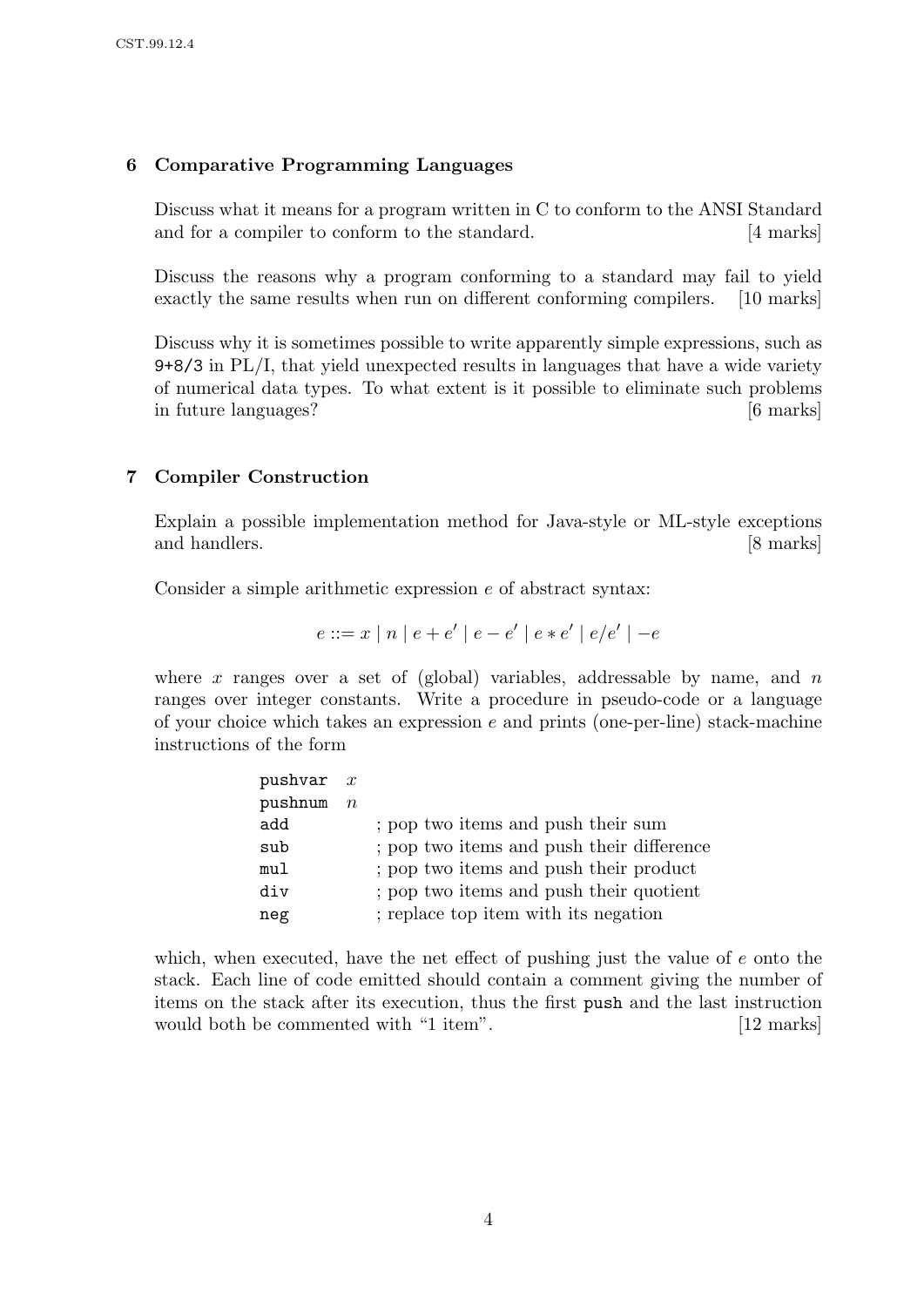## 6 Comparative Programming Languages

Discuss what it means for a program written in C to conform to the ANSI Standard and for a compiler to conform to the standard. [4 marks]

Discuss the reasons why a program conforming to a standard may fail to yield exactly the same results when run on different conforming compilers. [10 marks]

Discuss why it is sometimes possible to write apparently simple expressions, such as `9+8/3` in PL/I, that yield unexpected results in languages that have a wide variety of numerical data types. To what extent is it possible to eliminate such problems in future languages? [6 marks]

## 7 Compiler Construction

Explain a possible implementation method for Java-style or ML-style exceptions and handlers. [8 marks]

Consider a simple arithmetic expression $e$ of abstract syntax:

$$e ::= x \mid n \mid e + e' \mid e - e' \mid e * e' \mid e/e' \mid -e$$

where $x$ ranges over a set of (global) variables, addressable by name, and $n$ ranges over integer constants. Write a procedure in pseudo-code or a language of your choice which takes an expression $e$ and prints (one-per-line) stack-machine instructions of the form

| | |
|---|---|
| `pushvar` $x$ | |
| `pushnum` $n$ | |
| `add` | ; pop two items and push their sum |
| `sub` | ; pop two items and push their difference |
| `mul` | ; pop two items and push their product |
| `div` | ; pop two items and push their quotient |
| `neg` | ; replace top item with its negation |

which, when executed, have the net effect of pushing just the value of $e$ onto the stack. Each line of code emitted should contain a comment giving the number of items on the stack after its execution, thus the first `push` and the last instruction would both be commented with "1 item". [12 marks]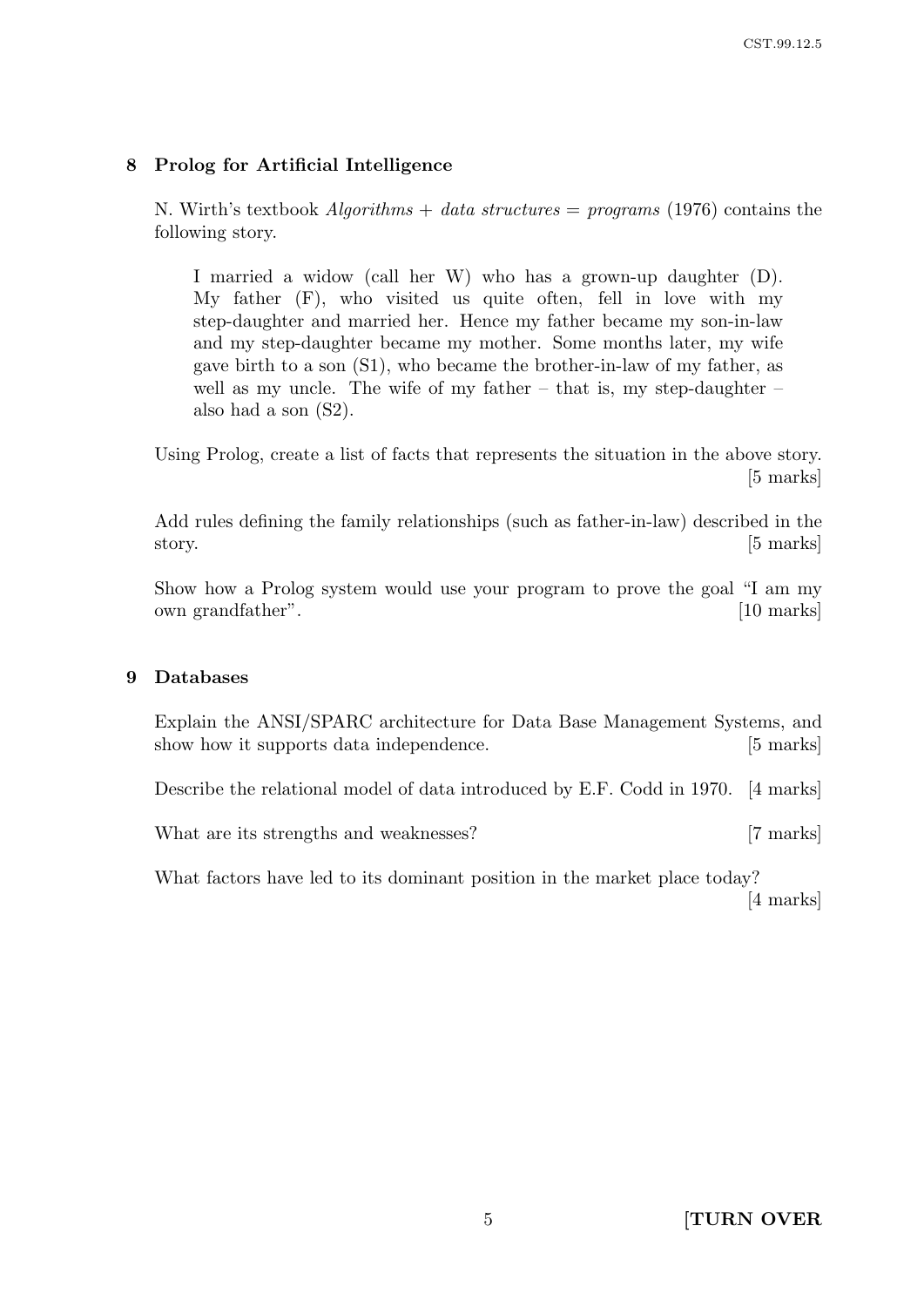## 8 Prolog for Artificial Intelligence

N. Wirth's textbook *Algorithms + data structures = programs* (1976) contains the following story.

> I married a widow (call her W) who has a grown-up daughter (D). My father (F), who visited us quite often, fell in love with my step-daughter and married her. Hence my father became my son-in-law and my step-daughter became my mother. Some months later, my wife gave birth to a son (S1), who became the brother-in-law of my father, as well as my uncle. The wife of my father – that is, my step-daughter – also had a son (S2).

Using Prolog, create a list of facts that represents the situation in the above story. [5 marks]

Add rules defining the family relationships (such as father-in-law) described in the story. [5 marks]

Show how a Prolog system would use your program to prove the goal "I am my own grandfather". [10 marks]

## 9 Databases

Explain the ANSI/SPARC architecture for Data Base Management Systems, and show how it supports data independence. [5 marks]

Describe the relational model of data introduced by E.F. Codd in 1970. [4 marks]

What are its strengths and weaknesses? [7 marks]

What factors have led to its dominant position in the market place today? [4 marks]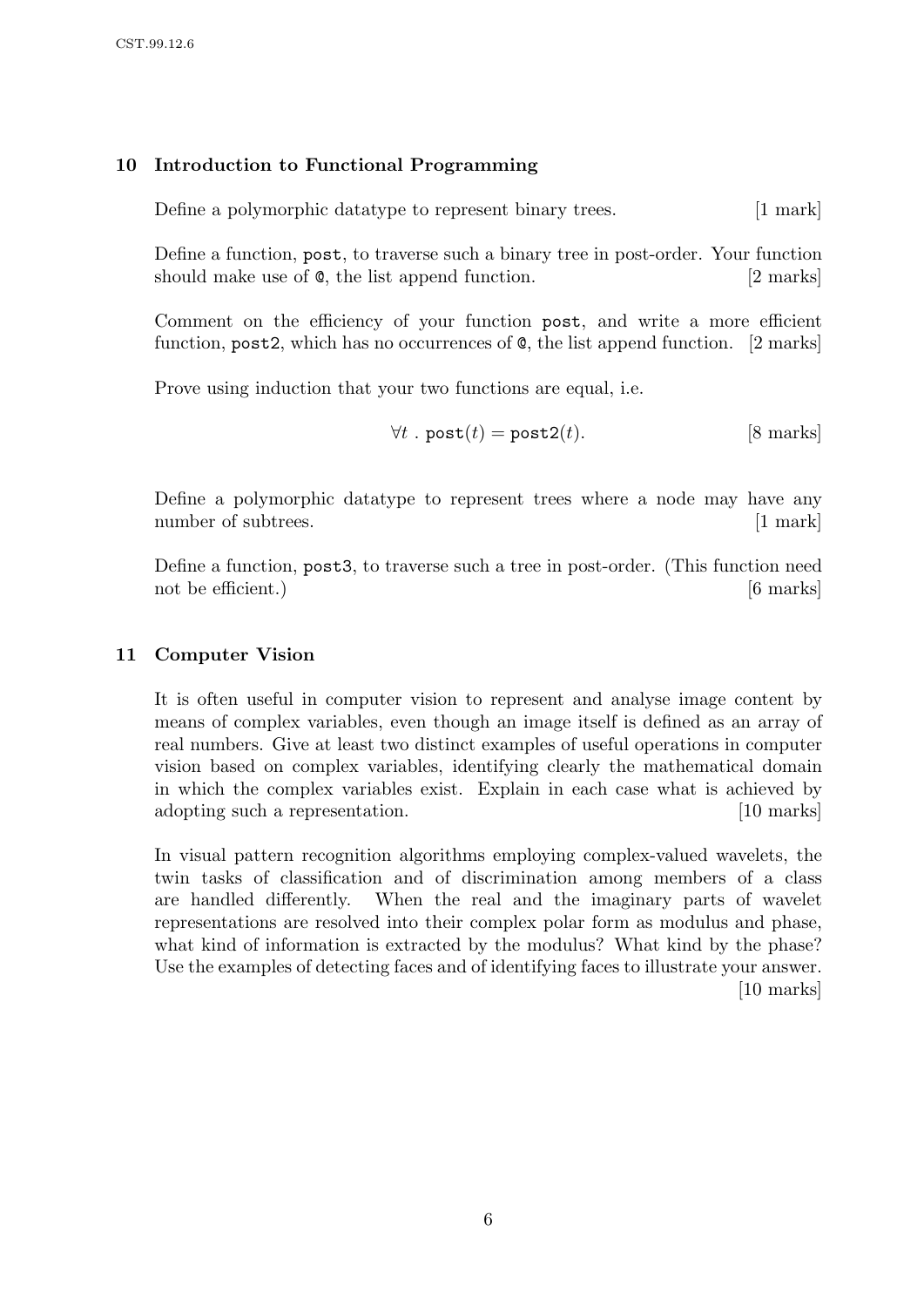## 10 Introduction to Functional Programming

Define a polymorphic datatype to represent binary trees. [1 mark]

Define a function, `post`, to traverse such a binary tree in post-order. Your function should make use of `@`, the list append function. [2 marks]

Comment on the efficiency of your function `post`, and write a more efficient function, `post2`, which has no occurrences of `@`, the list append function. [2 marks]

Prove using induction that your two functions are equal, i.e.

$$\forall t \; . \; \texttt{post}(t) = \texttt{post2}(t). \qquad [8 \text{ marks}]$$

Define a polymorphic datatype to represent trees where a node may have any number of subtrees. [1 mark]

Define a function, `post3`, to traverse such a tree in post-order. (This function need not be efficient.) [6 marks]

## 11 Computer Vision

It is often useful in computer vision to represent and analyse image content by means of complex variables, even though an image itself is defined as an array of real numbers. Give at least two distinct examples of useful operations in computer vision based on complex variables, identifying clearly the mathematical domain in which the complex variables exist. Explain in each case what is achieved by adopting such a representation. [10 marks]

In visual pattern recognition algorithms employing complex-valued wavelets, the twin tasks of classification and of discrimination among members of a class are handled differently. When the real and the imaginary parts of wavelet representations are resolved into their complex polar form as modulus and phase, what kind of information is extracted by the modulus? What kind by the phase? Use the examples of detecting faces and of identifying faces to illustrate your answer. [10 marks]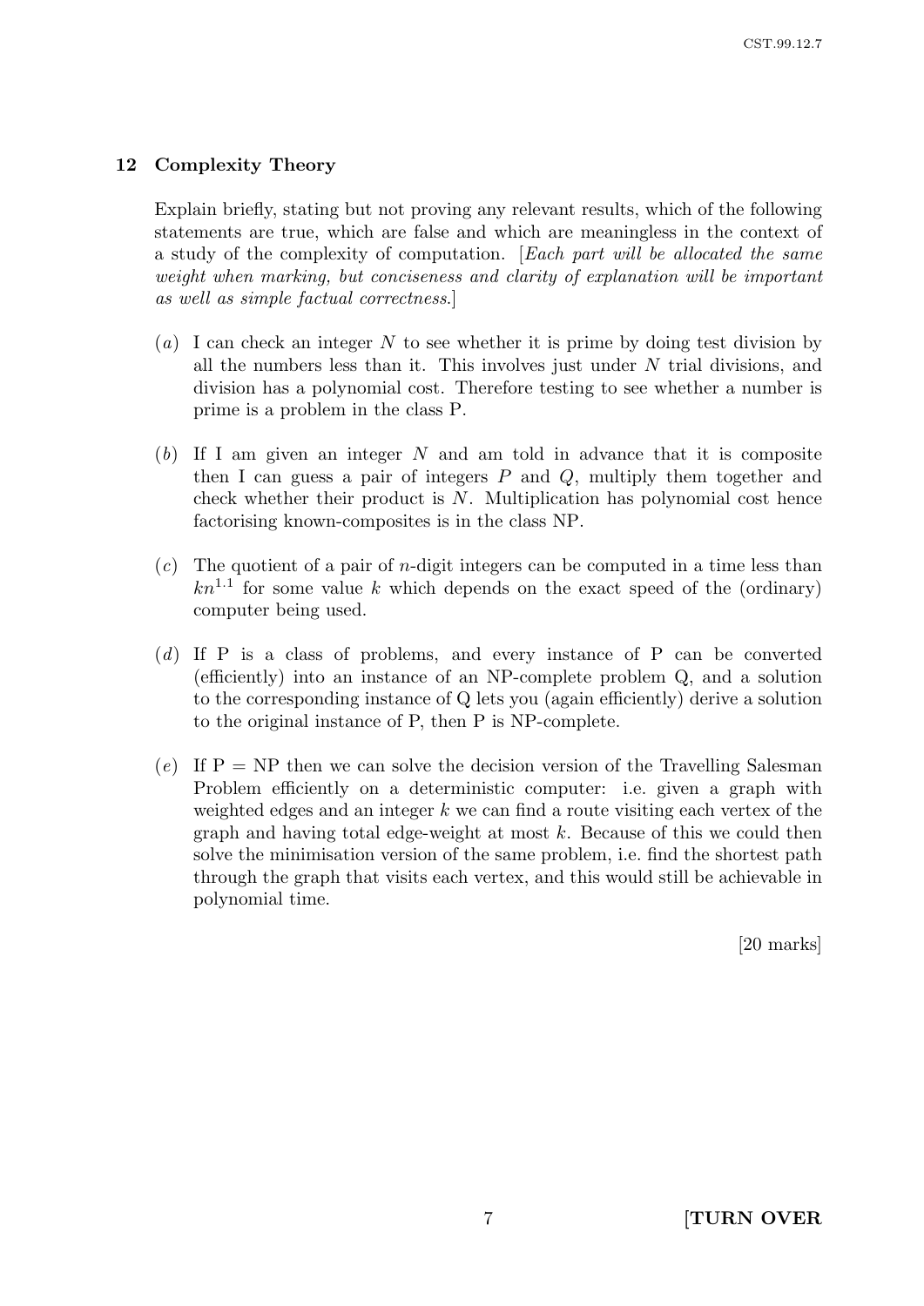## 12 Complexity Theory

Explain briefly, stating but not proving any relevant results, which of the following statements are true, which are false and which are meaningless in the context of a study of the complexity of computation. [*Each part will be allocated the same weight when marking, but conciseness and clarity of explanation will be important as well as simple factual correctness.*]

(*a*) I can check an integer $N$ to see whether it is prime by doing test division by all the numbers less than it. This involves just under $N$ trial divisions, and division has a polynomial cost. Therefore testing to see whether a number is prime is a problem in the class P.

(*b*) If I am given an integer $N$ and am told in advance that it is composite then I can guess a pair of integers $P$ and $Q$, multiply them together and check whether their product is $N$. Multiplication has polynomial cost hence factorising known-composites is in the class NP.

(*c*) The quotient of a pair of $n$-digit integers can be computed in a time less than $kn^{1.1}$ for some value $k$ which depends on the exact speed of the (ordinary) computer being used.

(*d*) If P is a class of problems, and every instance of P can be converted (efficiently) into an instance of an NP-complete problem Q, and a solution to the corresponding instance of Q lets you (again efficiently) derive a solution to the original instance of P, then P is NP-complete.

(*e*) If P = NP then we can solve the decision version of the Travelling Salesman Problem efficiently on a deterministic computer: i.e. given a graph with weighted edges and an integer $k$ we can find a route visiting each vertex of the graph and having total edge-weight at most $k$. Because of this we could then solve the minimisation version of the same problem, i.e. find the shortest path through the graph that visits each vertex, and this would still be achievable in polynomial time.

[20 marks]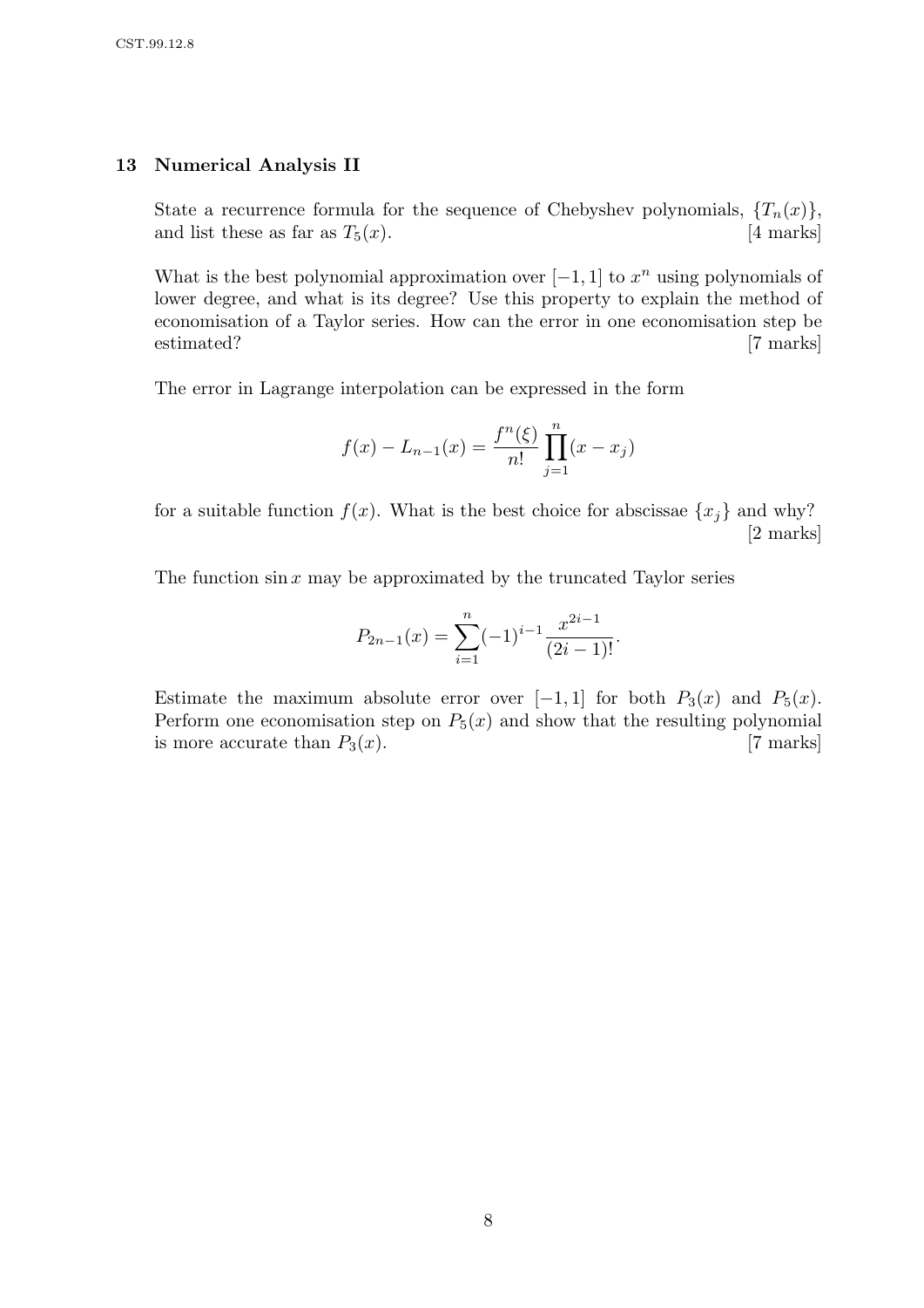## 13 Numerical Analysis II

State a recurrence formula for the sequence of Chebyshev polynomials, $\{T_n(x)\}$, and list these as far as $T_5(x)$. [4 marks]

What is the best polynomial approximation over $[-1, 1]$ to $x^n$ using polynomials of lower degree, and what is its degree? Use this property to explain the method of economisation of a Taylor series. How can the error in one economisation step be estimated? [7 marks]

The error in Lagrange interpolation can be expressed in the form

$$f(x) - L_{n-1}(x) = \frac{f^n(\xi)}{n!} \prod_{j=1}^{n} (x - x_j)$$

for a suitable function $f(x)$. What is the best choice for abscissae $\{x_j\}$ and why? [2 marks]

The function $\sin x$ may be approximated by the truncated Taylor series

$$P_{2n-1}(x) = \sum_{i=1}^{n} (-1)^{i-1} \frac{x^{2i-1}}{(2i-1)!}.$$

Estimate the maximum absolute error over $[-1, 1]$ for both $P_3(x)$ and $P_5(x)$. Perform one economisation step on $P_5(x)$ and show that the resulting polynomial is more accurate than $P_3(x)$. [7 marks]